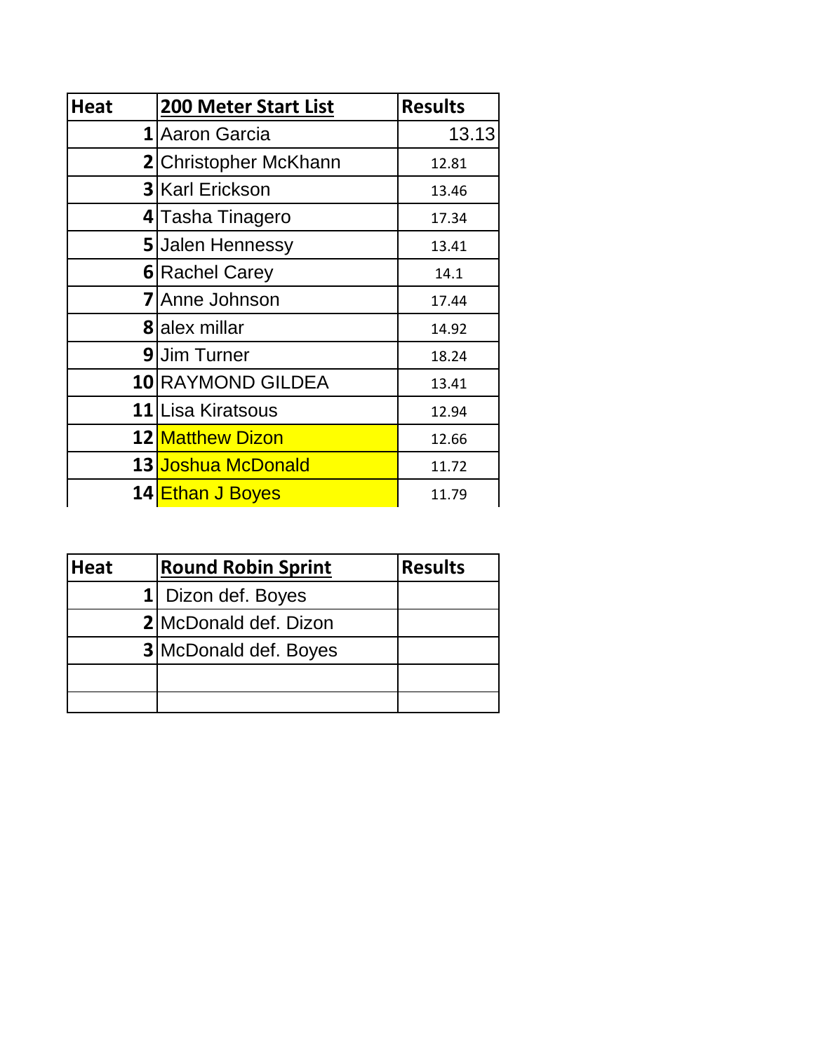| Heat | 200 Meter Start List | Results |
| --- | --- | --- |
| 1 | Aaron Garcia | 13.13 |
| 2 | Christopher McKhann | 12.81 |
| 3 | Karl Erickson | 13.46 |
| 4 | Tasha Tinagero | 17.34 |
| 5 | Jalen Hennessy | 13.41 |
| 6 | Rachel Carey | 14.1 |
| 7 | Anne Johnson | 17.44 |
| 8 | alex millar | 14.92 |
| 9 | Jim Turner | 18.24 |
| 10 | RAYMOND GILDEA | 13.41 |
| 11 | Lisa Kiratsous | 12.94 |
| 12 | Matthew Dizon | 12.66 |
| 13 | Joshua McDonald | 11.72 |
| 14 | Ethan J Boyes | 11.79 |

| Heat | Round Robin Sprint | Results |
| --- | --- | --- |
| 1 | Dizon def. Boyes | |
| 2 | McDonald def. Dizon | |
| 3 | McDonald def. Boyes | |
| | | |
| | | |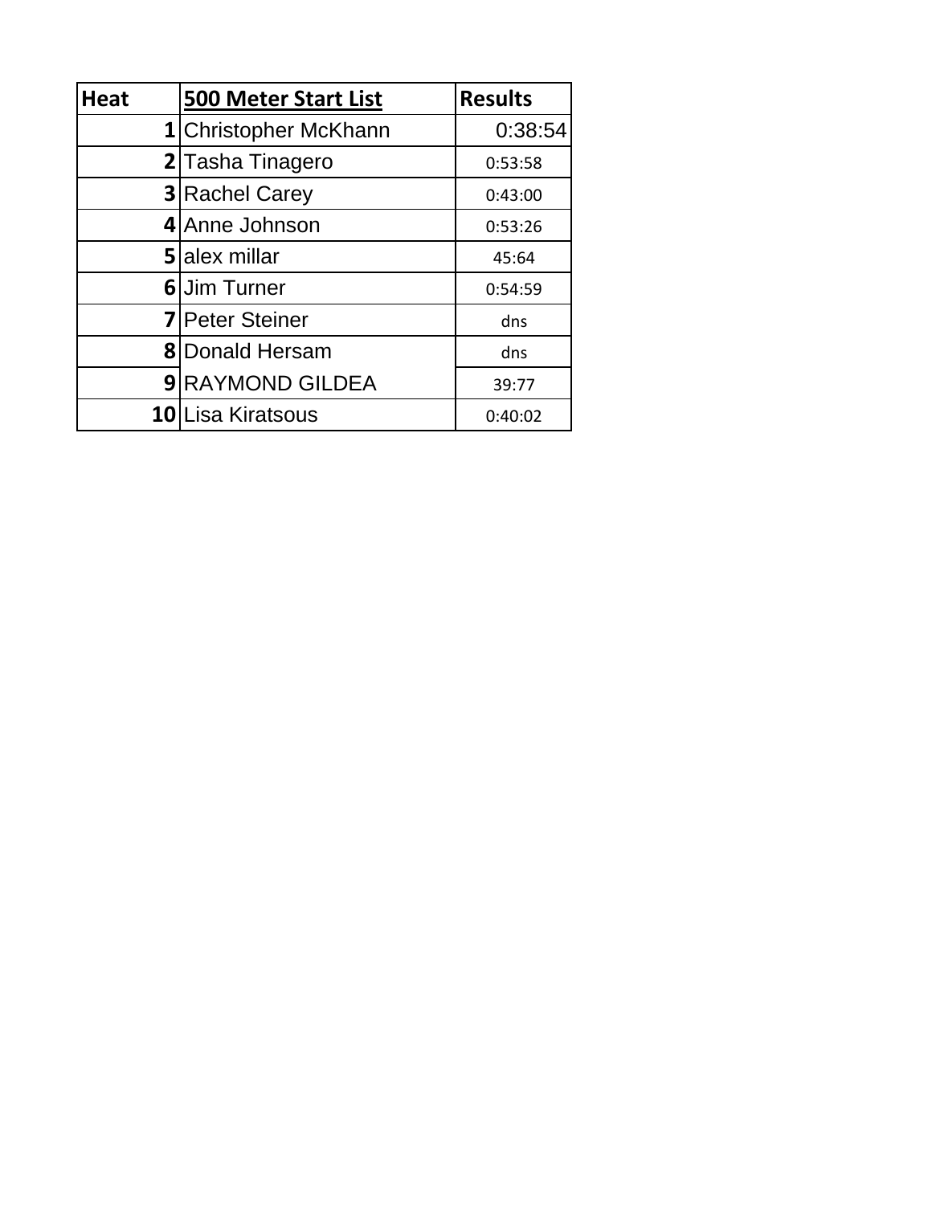| Heat | 500 Meter Start List | Results |
| --- | --- | --- |
| 1 | Christopher McKhann | 0:38:54 |
| 2 | Tasha Tinagero | 0:53:58 |
| 3 | Rachel Carey | 0:43:00 |
| 4 | Anne Johnson | 0:53:26 |
| 5 | alex millar | 45:64 |
| 6 | Jim Turner | 0:54:59 |
| 7 | Peter Steiner | dns |
| 8 | Donald Hersam | dns |
| 9 | RAYMOND GILDEA | 39:77 |
| 10 | Lisa Kiratsous | 0:40:02 |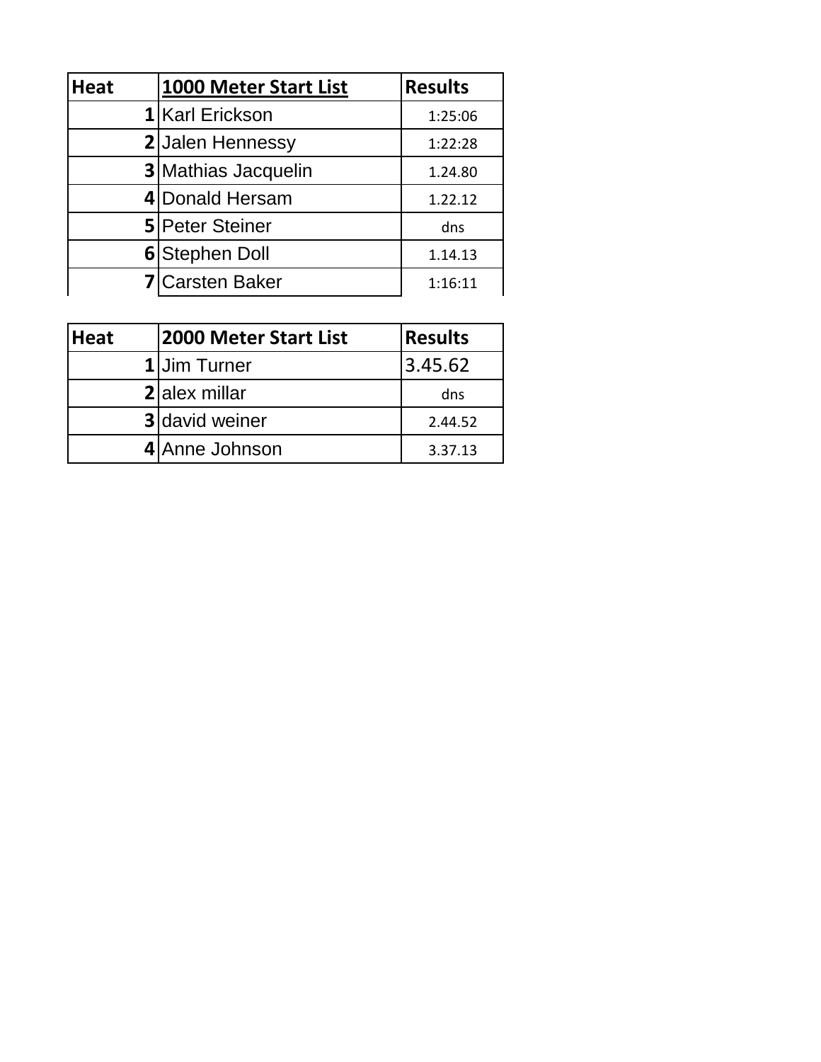| Heat | 1000 Meter Start List | Results |
|---|---|---|
| 1 | Karl Erickson | 1:25:06 |
| 2 | Jalen Hennessy | 1:22:28 |
| 3 | Mathias Jacquelin | 1.24.80 |
| 4 | Donald Hersam | 1.22.12 |
| 5 | Peter Steiner | dns |
| 6 | Stephen Doll | 1.14.13 |
| 7 | Carsten Baker | 1:16:11 |

| Heat | 2000 Meter Start List | Results |
|---|---|---|
| 1 | Jim Turner | 3.45.62 |
| 2 | alex millar | dns |
| 3 | david weiner | 2.44.52 |
| 4 | Anne Johnson | 3.37.13 |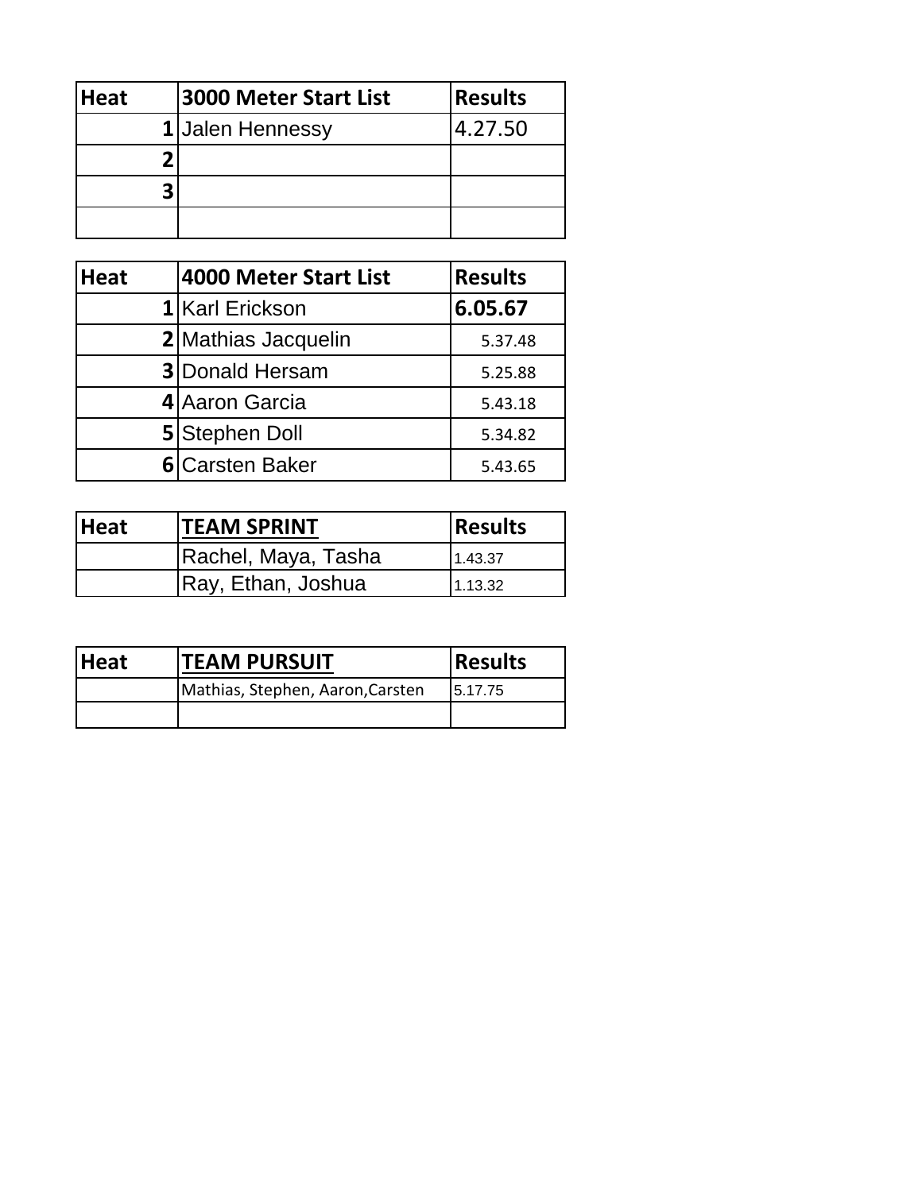| Heat | 3000 Meter Start List | Results |
|---|---|---|
| 1 | Jalen Hennessy | 4.27.50 |
| 2 | | |
| 3 | | |
| | | |

| Heat | 4000 Meter Start List | Results |
|---|---|---|
| 1 | Karl Erickson | **6.05.67** |
| 2 | Mathias Jacquelin | 5.37.48 |
| 3 | Donald Hersam | 5.25.88 |
| 4 | Aaron Garcia | 5.43.18 |
| 5 | Stephen Doll | 5.34.82 |
| 6 | Carsten Baker | 5.43.65 |

| Heat | TEAM SPRINT | Results |
|---|---|---|
| | Rachel, Maya, Tasha | 1.43.37 |
| | Ray, Ethan, Joshua | 1.13.32 |

| Heat | TEAM PURSUIT | Results |
|---|---|---|
| | Mathias, Stephen, Aaron,Carsten | 5.17.75 |
| | | |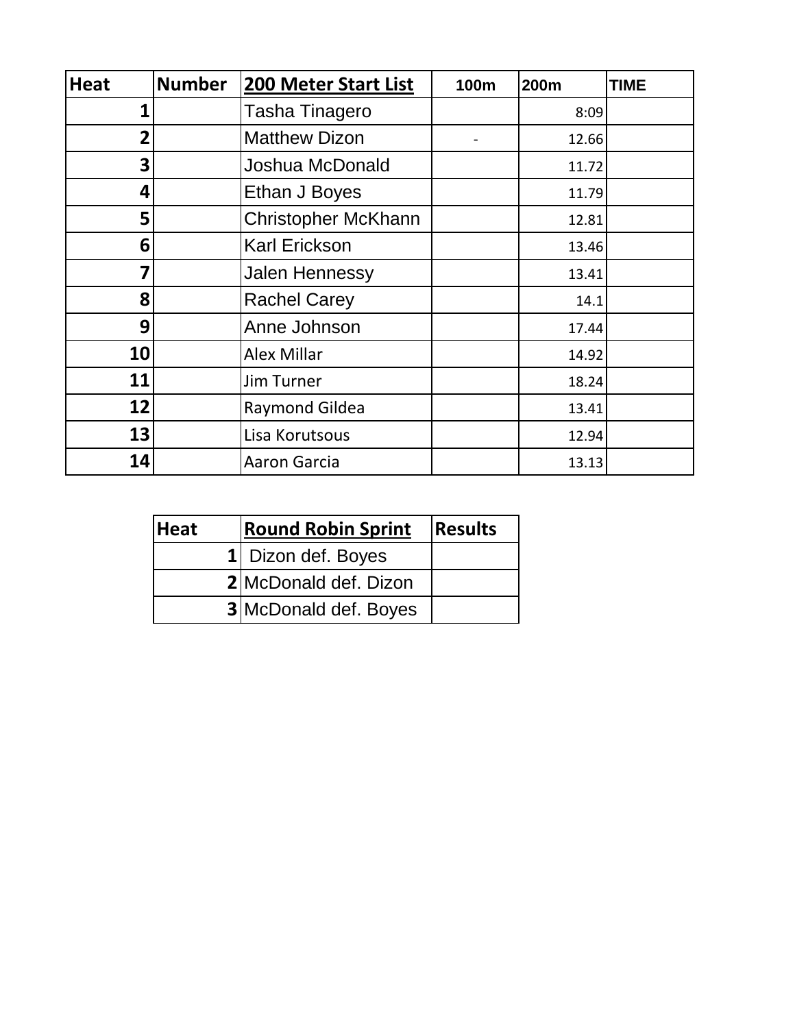| Heat | Number | 200 Meter Start List | 100m | 200m | TIME |
|---|---|---|---|---|---|
| 1 | | Tasha Tinagero | | 8:09 | |
| 2 | | Matthew Dizon | - | 12.66 | |
| 3 | | Joshua McDonald | | 11.72 | |
| 4 | | Ethan J Boyes | | 11.79 | |
| 5 | | Christopher McKhann | | 12.81 | |
| 6 | | Karl Erickson | | 13.46 | |
| 7 | | Jalen Hennessy | | 13.41 | |
| 8 | | Rachel Carey | | 14.1 | |
| 9 | | Anne Johnson | | 17.44 | |
| 10 | | Alex Millar | | 14.92 | |
| 11 | | Jim Turner | | 18.24 | |
| 12 | | Raymond Gildea | | 13.41 | |
| 13 | | Lisa Korutsous | | 12.94 | |
| 14 | | Aaron Garcia | | 13.13 | |

| Heat | Round Robin Sprint | Results |
|---|---|---|
| 1 | Dizon def. Boyes | |
| 2 | McDonald def. Dizon | |
| 3 | McDonald def. Boyes | |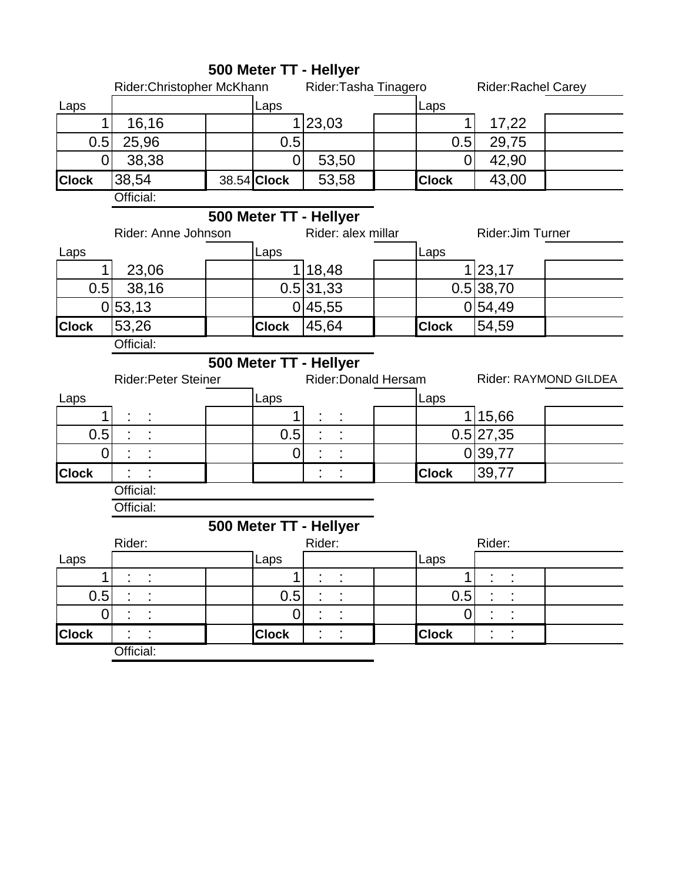## 500 Meter TT - Hellyer

| Rider:Christopher McKhann | | | Rider:Tasha Tinagero | | | Rider:Rachel Carey | |
|---|---|---|---|---|---|---|---|
| Laps | | | Laps | | | Laps | |
| 1 | 16,16 | | 1 | 23,03 | | 1 | 17,22 |
| 0.5 | 25,96 | | 0.5 | | | 0.5 | 29,75 |
| 0 | 38,38 | | 0 | 53,50 | | 0 | 42,90 |
| **Clock** | 38,54 | 38.54 | **Clock** | 53,58 | | **Clock** | 43,00 |

Official:

## 500 Meter TT - Hellyer

| Rider: Anne Johnson | | | Rider: alex millar | | | Rider:Jim Turner | |
|---|---|---|---|---|---|---|---|
| Laps | | | Laps | | | Laps | |
| 1 | 23,06 | | 1 | 18,48 | | 1 | 23,17 |
| 0.5 | 38,16 | | 0.5 | 31,33 | | 0.5 | 38,70 |
| 0 | 53,13 | | 0 | 45,55 | | 0 | 54,49 |
| **Clock** | 53,26 | | **Clock** | 45,64 | | **Clock** | 54,59 |

Official:

## 500 Meter TT - Hellyer

| Rider:Peter Steiner | | | Rider:Donald Hersam | | | Rider: RAYMOND GILDEA | |
|---|---|---|---|---|---|---|---|
| Laps | | | Laps | | | Laps | |
| 1 | : : | | 1 | : : | | 1 | 15,66 |
| 0.5 | : : | | 0.5 | : : | | 0.5 | 27,35 |
| 0 | : : | | 0 | : : | | 0 | 39,77 |
| **Clock** | : : | | | : : | | **Clock** | 39,77 |

Official:

Official:

## 500 Meter TT - Hellyer

| Rider: | | | Rider: | | | Rider: | |
|---|---|---|---|---|---|---|---|
| Laps | | | Laps | | | Laps | |
| 1 | : : | | 1 | : : | | 1 | : : |
| 0.5 | : : | | 0.5 | : : | | 0.5 | : : |
| 0 | : : | | 0 | : : | | 0 | : : |
| **Clock** | : : | | **Clock** | : : | | **Clock** | : : |

Official: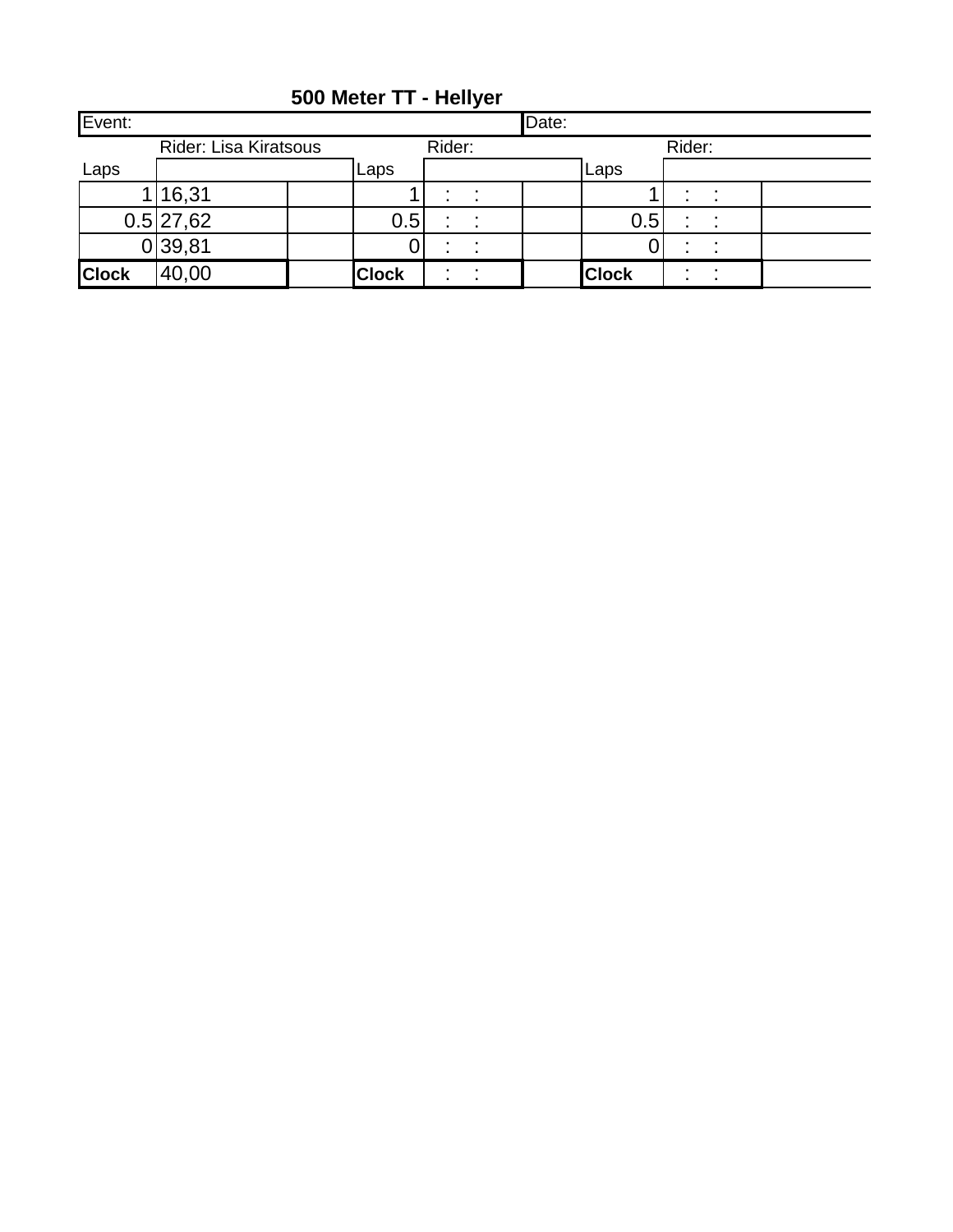## 500 Meter TT - Hellyer

| Event: | | | | | | Date: | | | | |
|---|---|---|---|---|---|---|---|---|---|---|
| | Rider: Lisa Kiratsous | | | Rider: | | | | Rider: | | |
| Laps | | | Laps | | | | Laps | | | |
| 1 | 16,31 | | 1 | : : | | | 1 | : : | | |
| 0.5 | 27,62 | | 0.5 | : : | | | 0.5 | : : | | |
| 0 | 39,81 | | 0 | : : | | | 0 | : : | | |
| **Clock** | 40,00 | | **Clock** | : : | | | **Clock** | : : | | |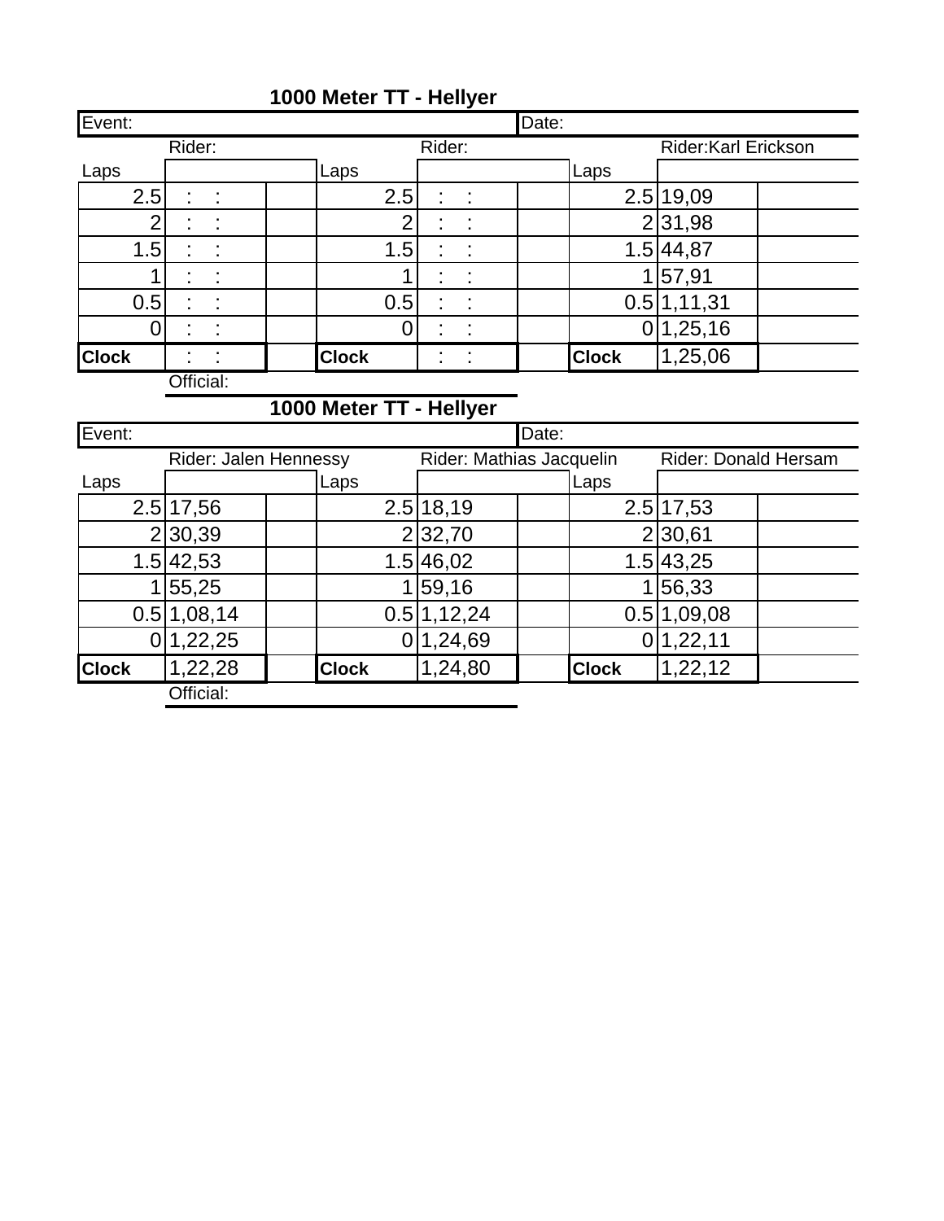## 1000 Meter TT - Hellyer

| Event: | | | | | | Date: | | | |
|---|---|---|---|---|---|---|---|---|---|
| | Rider: | | | Rider: | | | | Rider:Karl Erickson | |
| Laps | | | Laps | | | | Laps | | |
| 2.5 | : : | | 2.5 | : : | | | 2.5 | 19,09 | |
| 2 | : : | | 2 | : : | | | 2 | 31,98 | |
| 1.5 | : : | | 1.5 | : : | | | 1.5 | 44,87 | |
| 1 | : : | | 1 | : : | | | 1 | 57,91 | |
| 0.5 | : : | | 0.5 | : : | | | 0.5 | 1,11,31 | |
| 0 | : : | | 0 | : : | | | 0 | 1,25,16 | |
| **Clock** | : : | | **Clock** | : : | | | **Clock** | 1,25,06 | |
| | Official: | | | | | | | | |

## 1000 Meter TT - Hellyer

| Event: | | | | | | Date: | | | |
|---|---|---|---|---|---|---|---|---|---|
| | Rider: Jalen Hennessy | | | Rider: Mathias Jacquelin | | | | Rider: Donald Hersam | |
| Laps | | | Laps | | | | Laps | | |
| 2.5 | 17,56 | | 2.5 | 18,19 | | | 2.5 | 17,53 | |
| 2 | 30,39 | | 2 | 32,70 | | | 2 | 30,61 | |
| 1.5 | 42,53 | | 1.5 | 46,02 | | | 1.5 | 43,25 | |
| 1 | 55,25 | | 1 | 59,16 | | | 1 | 56,33 | |
| 0.5 | 1,08,14 | | 0.5 | 1,12,24 | | | 0.5 | 1,09,08 | |
| 0 | 1,22,25 | | 0 | 1,24,69 | | | 0 | 1,22,11 | |
| **Clock** | 1,22,28 | | **Clock** | 1,24,80 | | | **Clock** | 1,22,12 | |
| | Official: | | | | | | | | |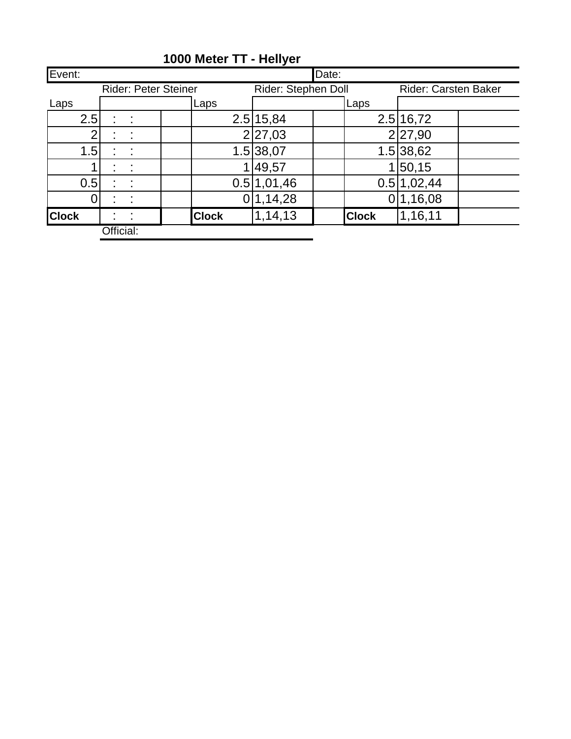# 1000 Meter TT - Hellyer

| Event: | | | | | | Date: | | | |
|---|---|---|---|---|---|---|---|---|---|
| | Rider: Peter Steiner | | | Rider: Stephen Doll | | | | Rider: Carsten Baker | |
| Laps | | | Laps | | | | Laps | | |
| 2.5 | : : | | | 2.5 | 15,84 | | 2.5 | 16,72 | |
| 2 | : : | | | 2 | 27,03 | | 2 | 27,90 | |
| 1.5 | : : | | | 1.5 | 38,07 | | 1.5 | 38,62 | |
| 1 | : : | | | 1 | 49,57 | | 1 | 50,15 | |
| 0.5 | : : | | | 0.5 | 1,01,46 | | 0.5 | 1,02,44 | |
| 0 | : : | | | 0 | 1,14,28 | | 0 | 1,16,08 | |
| **Clock** | : : | | **Clock** | | 1,14,13 | | **Clock** | 1,16,11 | |

Official: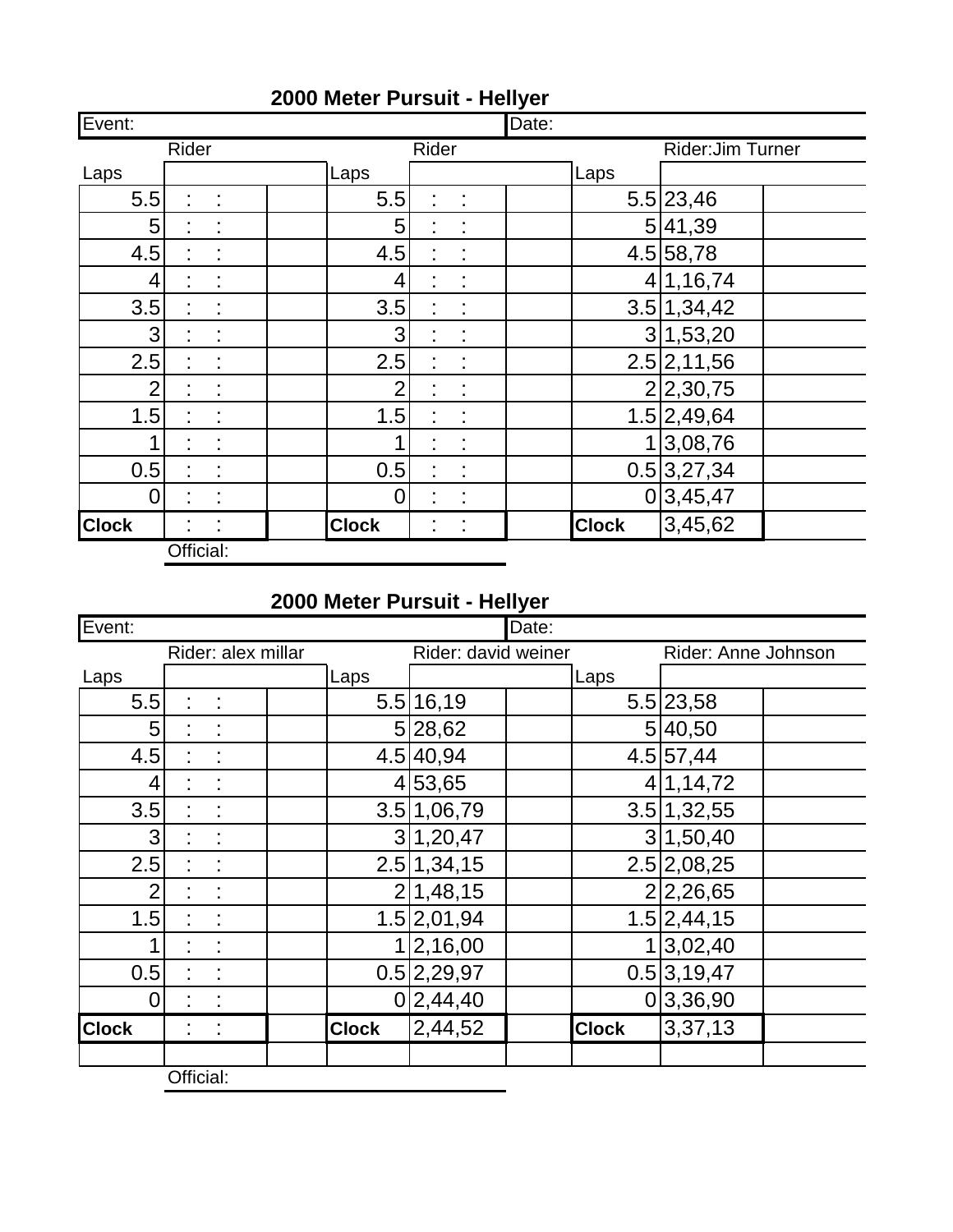## 2000 Meter Pursuit - Hellyer

| Event: | | | | | | Date: | | |
|---|---|---|---|---|---|---|---|---|
| | Rider | | | Rider | | | Rider:Jim Turner | |
| Laps | | | Laps | | | Laps | | |
| 5.5 | : : | | 5.5 | : : | | 5.5 | 23,46 | |
| 5 | : : | | 5 | : : | | 5 | 41,39 | |
| 4.5 | : : | | 4.5 | : : | | 4.5 | 58,78 | |
| 4 | : : | | 4 | : : | | 4 | 1,16,74 | |
| 3.5 | : : | | 3.5 | : : | | 3.5 | 1,34,42 | |
| 3 | : : | | 3 | : : | | 3 | 1,53,20 | |
| 2.5 | : : | | 2.5 | : : | | 2.5 | 2,11,56 | |
| 2 | : : | | 2 | : : | | 2 | 2,30,75 | |
| 1.5 | : : | | 1.5 | : : | | 1.5 | 2,49,64 | |
| 1 | : : | | 1 | : : | | 1 | 3,08,76 | |
| 0.5 | : : | | 0.5 | : : | | 0.5 | 3,27,34 | |
| 0 | : : | | 0 | : : | | 0 | 3,45,47 | |
| **Clock** | : : | | **Clock** | : : | | **Clock** | 3,45,62 | |

Official:

## 2000 Meter Pursuit - Hellyer

| Event: | | | | | | Date: | | |
|---|---|---|---|---|---|---|---|---|
| | Rider: alex millar | | | Rider: david weiner | | | Rider: Anne Johnson | |
| Laps | | | Laps | | | Laps | | |
| 5.5 | : : | | 5.5 | 16,19 | | 5.5 | 23,58 | |
| 5 | : : | | 5 | 28,62 | | 5 | 40,50 | |
| 4.5 | : : | | 4.5 | 40,94 | | 4.5 | 57,44 | |
| 4 | : : | | 4 | 53,65 | | 4 | 1,14,72 | |
| 3.5 | : : | | 3.5 | 1,06,79 | | 3.5 | 1,32,55 | |
| 3 | : : | | 3 | 1,20,47 | | 3 | 1,50,40 | |
| 2.5 | : : | | 2.5 | 1,34,15 | | 2.5 | 2,08,25 | |
| 2 | : : | | 2 | 1,48,15 | | 2 | 2,26,65 | |
| 1.5 | : : | | 1.5 | 2,01,94 | | 1.5 | 2,44,15 | |
| 1 | : : | | 1 | 2,16,00 | | 1 | 3,02,40 | |
| 0.5 | : : | | 0.5 | 2,29,97 | | 0.5 | 3,19,47 | |
| 0 | : : | | 0 | 2,44,40 | | 0 | 3,36,90 | |
| **Clock** | : : | | **Clock** | 2,44,52 | | **Clock** | 3,37,13 | |

Official: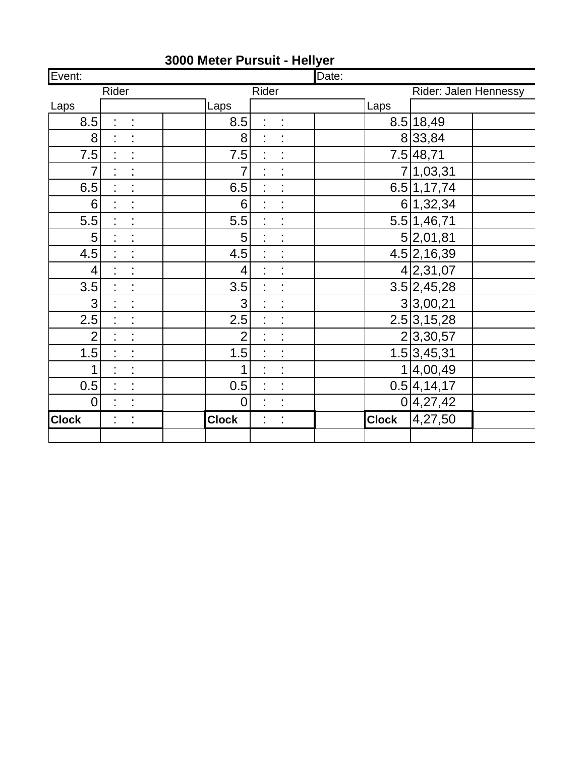## 3000 Meter Pursuit - Hellyer

| Event: | | | | | | Date: | | |
|---|---|---|---|---|---|---|---|---|
| Rider | | | Rider | | | | Rider: Jalen Hennessy | |
| Laps | | | Laps | | | Laps | | |
| 8.5 | : : | | 8.5 | : : | | 8.5 | 18,49 | |
| 8 | : : | | 8 | : : | | 8 | 33,84 | |
| 7.5 | : : | | 7.5 | : : | | 7.5 | 48,71 | |
| 7 | : : | | 7 | : : | | 7 | 1,03,31 | |
| 6.5 | : : | | 6.5 | : : | | 6.5 | 1,17,74 | |
| 6 | : : | | 6 | : : | | 6 | 1,32,34 | |
| 5.5 | : : | | 5.5 | : : | | 5.5 | 1,46,71 | |
| 5 | : : | | 5 | : : | | 5 | 2,01,81 | |
| 4.5 | : : | | 4.5 | : : | | 4.5 | 2,16,39 | |
| 4 | : : | | 4 | : : | | 4 | 2,31,07 | |
| 3.5 | : : | | 3.5 | : : | | 3.5 | 2,45,28 | |
| 3 | : : | | 3 | : : | | 3 | 3,00,21 | |
| 2.5 | : : | | 2.5 | : : | | 2.5 | 3,15,28 | |
| 2 | : : | | 2 | : : | | 2 | 3,30,57 | |
| 1.5 | : : | | 1.5 | : : | | 1.5 | 3,45,31 | |
| 1 | : : | | 1 | : : | | 1 | 4,00,49 | |
| 0.5 | : : | | 0.5 | : : | | 0.5 | 4,14,17 | |
| 0 | : : | | 0 | : : | | 0 | 4,27,42 | |
| **Clock** | : : | | **Clock** | : : | | **Clock** | 4,27,50 | |
| | | | | | | | | |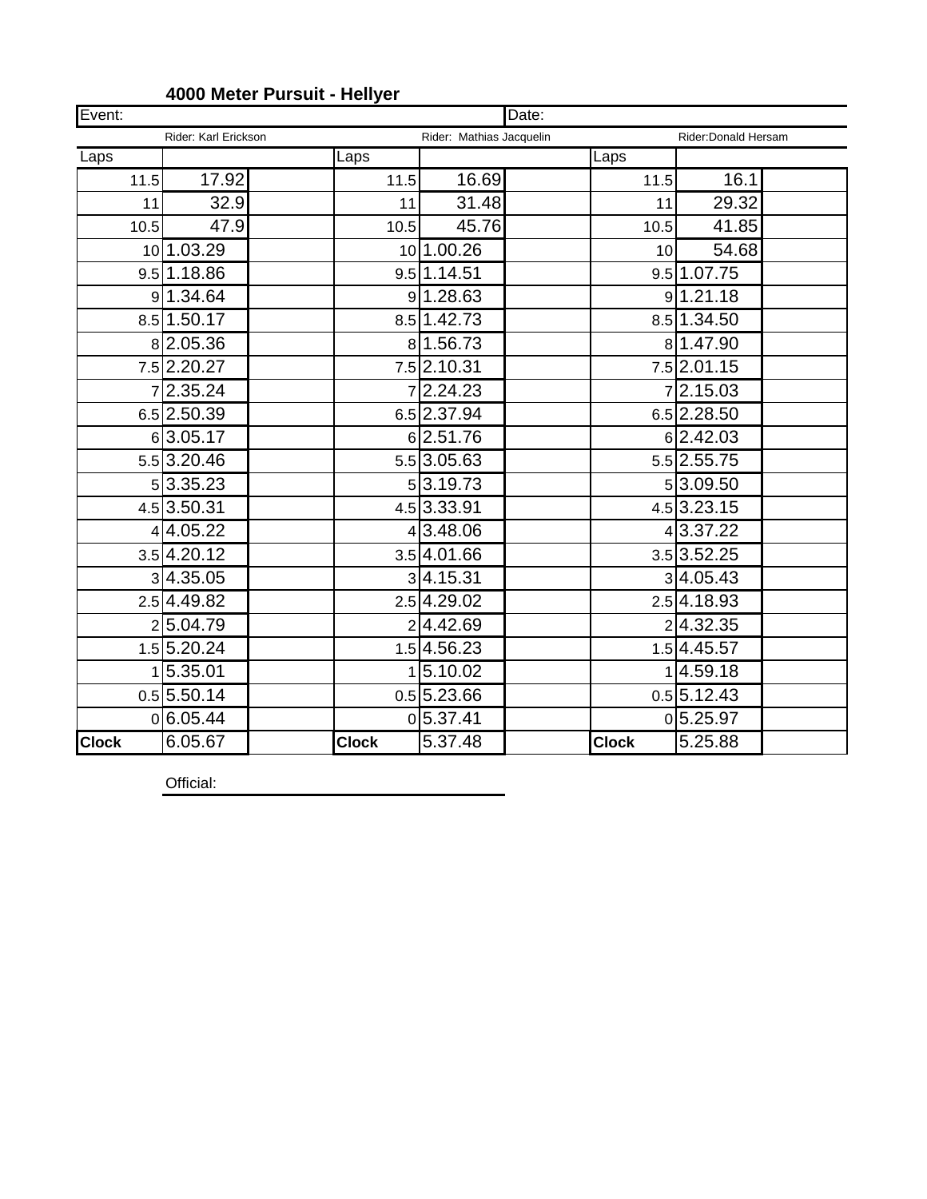### 4000 Meter Pursuit - Hellyer

| Event: | | | | | Date: | | | |
|---|---|---|---|---|---|---|---|---|
| | Rider: Karl Erickson | | | Rider: Mathias Jacquelin | | | Rider:Donald Hersam | |
| Laps | | | Laps | | | Laps | | |
| 11.5 | 17.92 | | 11.5 | 16.69 | | 11.5 | 16.1 | |
| 11 | 32.9 | | 11 | 31.48 | | 11 | 29.32 | |
| 10.5 | 47.9 | | 10.5 | 45.76 | | 10.5 | 41.85 | |
| 10 | 1.03.29 | | 10 | 1.00.26 | | 10 | 54.68 | |
| 9.5 | 1.18.86 | | 9.5 | 1.14.51 | | 9.5 | 1.07.75 | |
| 9 | 1.34.64 | | 9 | 1.28.63 | | 9 | 1.21.18 | |
| 8.5 | 1.50.17 | | 8.5 | 1.42.73 | | 8.5 | 1.34.50 | |
| 8 | 2.05.36 | | 8 | 1.56.73 | | 8 | 1.47.90 | |
| 7.5 | 2.20.27 | | 7.5 | 2.10.31 | | 7.5 | 2.01.15 | |
| 7 | 2.35.24 | | 7 | 2.24.23 | | 7 | 2.15.03 | |
| 6.5 | 2.50.39 | | 6.5 | 2.37.94 | | 6.5 | 2.28.50 | |
| 6 | 3.05.17 | | 6 | 2.51.76 | | 6 | 2.42.03 | |
| 5.5 | 3.20.46 | | 5.5 | 3.05.63 | | 5.5 | 2.55.75 | |
| 5 | 3.35.23 | | 5 | 3.19.73 | | 5 | 3.09.50 | |
| 4.5 | 3.50.31 | | 4.5 | 3.33.91 | | 4.5 | 3.23.15 | |
| 4 | 4.05.22 | | 4 | 3.48.06 | | 4 | 3.37.22 | |
| 3.5 | 4.20.12 | | 3.5 | 4.01.66 | | 3.5 | 3.52.25 | |
| 3 | 4.35.05 | | 3 | 4.15.31 | | 3 | 4.05.43 | |
| 2.5 | 4.49.82 | | 2.5 | 4.29.02 | | 2.5 | 4.18.93 | |
| 2 | 5.04.79 | | 2 | 4.42.69 | | 2 | 4.32.35 | |
| 1.5 | 5.20.24 | | 1.5 | 4.56.23 | | 1.5 | 4.45.57 | |
| 1 | 5.35.01 | | 1 | 5.10.02 | | 1 | 4.59.18 | |
| 0.5 | 5.50.14 | | 0.5 | 5.23.66 | | 0.5 | 5.12.43 | |
| 0 | 6.05.44 | | 0 | 5.37.41 | | 0 | 5.25.97 | |
| **Clock** | 6.05.67 | | **Clock** | 5.37.48 | | **Clock** | 5.25.88 | |

Official: \_\_\_\_\_\_\_\_\_\_\_\_\_\_\_\_\_\_\_\_\_\_\_\_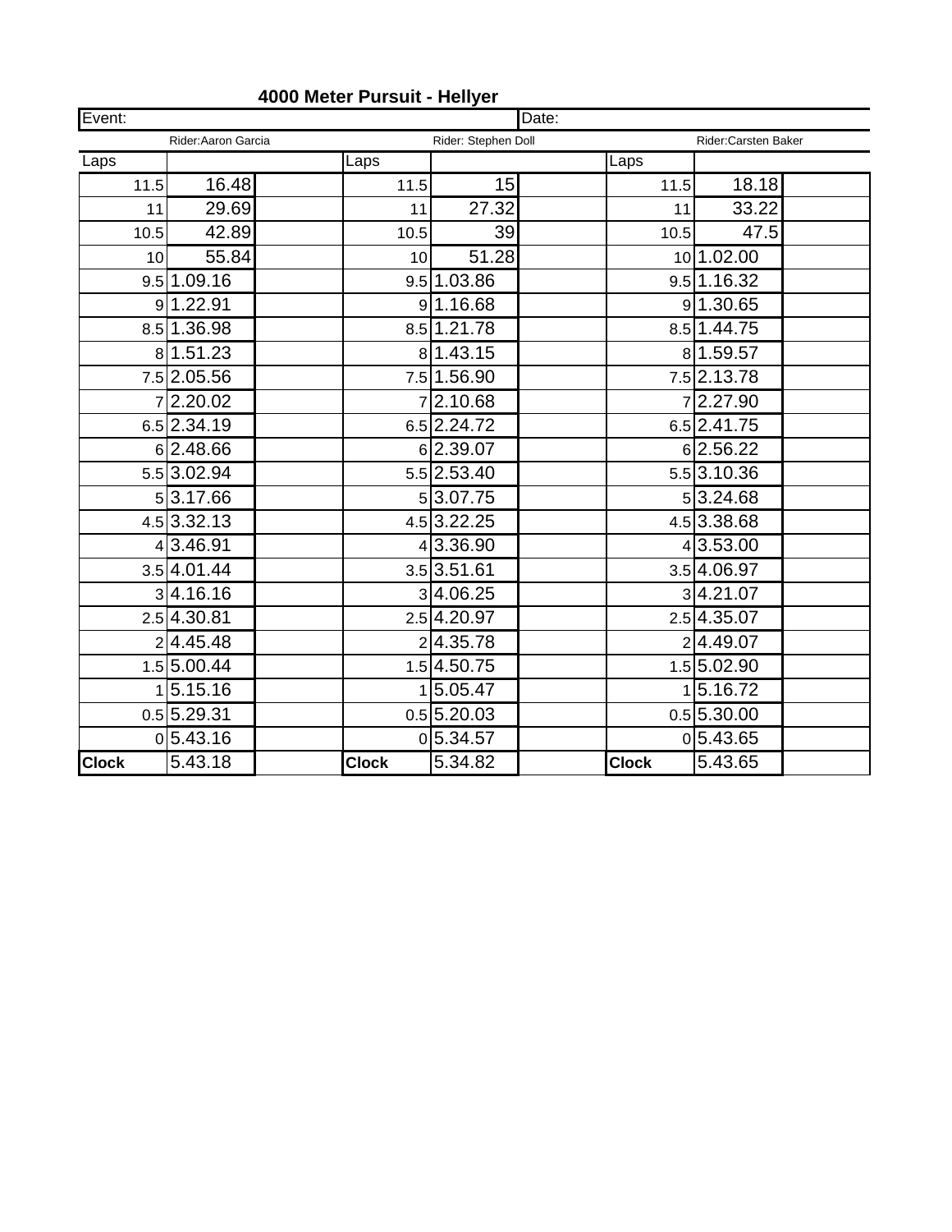**4000 Meter Pursuit - Hellyer**

| Event: | | | | | | Date: | | |
|---|---|---|---|---|---|---|---|---|
| | Rider:Aaron Garcia | | | Rider: Stephen Doll | | | Rider:Carsten Baker | |
| Laps | | | Laps | | | Laps | | |
| 11.5 | 16.48 | | 11.5 | 15 | | 11.5 | 18.18 | |
| 11 | 29.69 | | 11 | 27.32 | | 11 | 33.22 | |
| 10.5 | 42.89 | | 10.5 | 39 | | 10.5 | 47.5 | |
| 10 | 55.84 | | 10 | 51.28 | | 10 | 1.02.00 | |
| 9.5 | 1.09.16 | | 9.5 | 1.03.86 | | 9.5 | 1.16.32 | |
| 9 | 1.22.91 | | 9 | 1.16.68 | | 9 | 1.30.65 | |
| 8.5 | 1.36.98 | | 8.5 | 1.21.78 | | 8.5 | 1.44.75 | |
| 8 | 1.51.23 | | 8 | 1.43.15 | | 8 | 1.59.57 | |
| 7.5 | 2.05.56 | | 7.5 | 1.56.90 | | 7.5 | 2.13.78 | |
| 7 | 2.20.02 | | 7 | 2.10.68 | | 7 | 2.27.90 | |
| 6.5 | 2.34.19 | | 6.5 | 2.24.72 | | 6.5 | 2.41.75 | |
| 6 | 2.48.66 | | 6 | 2.39.07 | | 6 | 2.56.22 | |
| 5.5 | 3.02.94 | | 5.5 | 2.53.40 | | 5.5 | 3.10.36 | |
| 5 | 3.17.66 | | 5 | 3.07.75 | | 5 | 3.24.68 | |
| 4.5 | 3.32.13 | | 4.5 | 3.22.25 | | 4.5 | 3.38.68 | |
| 4 | 3.46.91 | | 4 | 3.36.90 | | 4 | 3.53.00 | |
| 3.5 | 4.01.44 | | 3.5 | 3.51.61 | | 3.5 | 4.06.97 | |
| 3 | 4.16.16 | | 3 | 4.06.25 | | 3 | 4.21.07 | |
| 2.5 | 4.30.81 | | 2.5 | 4.20.97 | | 2.5 | 4.35.07 | |
| 2 | 4.45.48 | | 2 | 4.35.78 | | 2 | 4.49.07 | |
| 1.5 | 5.00.44 | | 1.5 | 4.50.75 | | 1.5 | 5.02.90 | |
| 1 | 5.15.16 | | 1 | 5.05.47 | | 1 | 5.16.72 | |
| 0.5 | 5.29.31 | | 0.5 | 5.20.03 | | 0.5 | 5.30.00 | |
| 0 | 5.43.16 | | 0 | 5.34.57 | | 0 | 5.43.65 | |
| **Clock** | 5.43.18 | | **Clock** | 5.34.82 | | **Clock** | 5.43.65 | |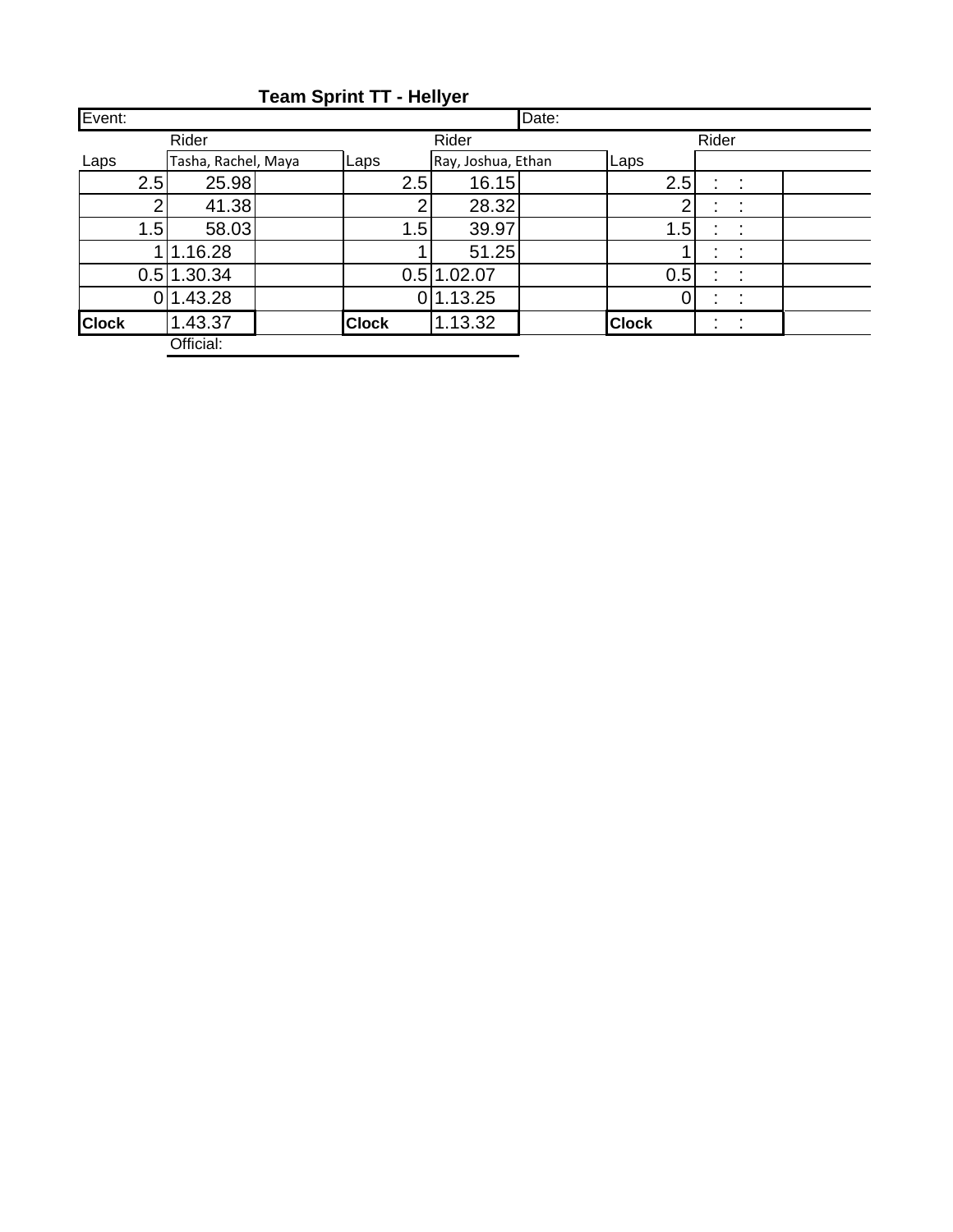**Team Sprint TT - Hellyer**

| Event: | | | | | | Date: | | | |
|---|---|---|---|---|---|---|---|---|---|
| | Rider | | | Rider | | | | Rider | |
| Laps | Tasha, Rachel, Maya | | Laps | Ray, Joshua, Ethan | | | Laps | | |
| 2.5 | 25.98 | | 2.5 | 16.15 | | | 2.5 | : : | |
| 2 | 41.38 | | 2 | 28.32 | | | 2 | : : | |
| 1.5 | 58.03 | | 1.5 | 39.97 | | | 1.5 | : : | |
| 1 | 1.16.28 | | 1 | 51.25 | | | 1 | : : | |
| 0.5 | 1.30.34 | | 0.5 | 1.02.07 | | | 0.5 | : : | |
| 0 | 1.43.28 | | 0 | 1.13.25 | | | 0 | : : | |
| **Clock** | 1.43.37 | | **Clock** | 1.13.32 | | | **Clock** | : : | |
| | Official: | | | | | | | | |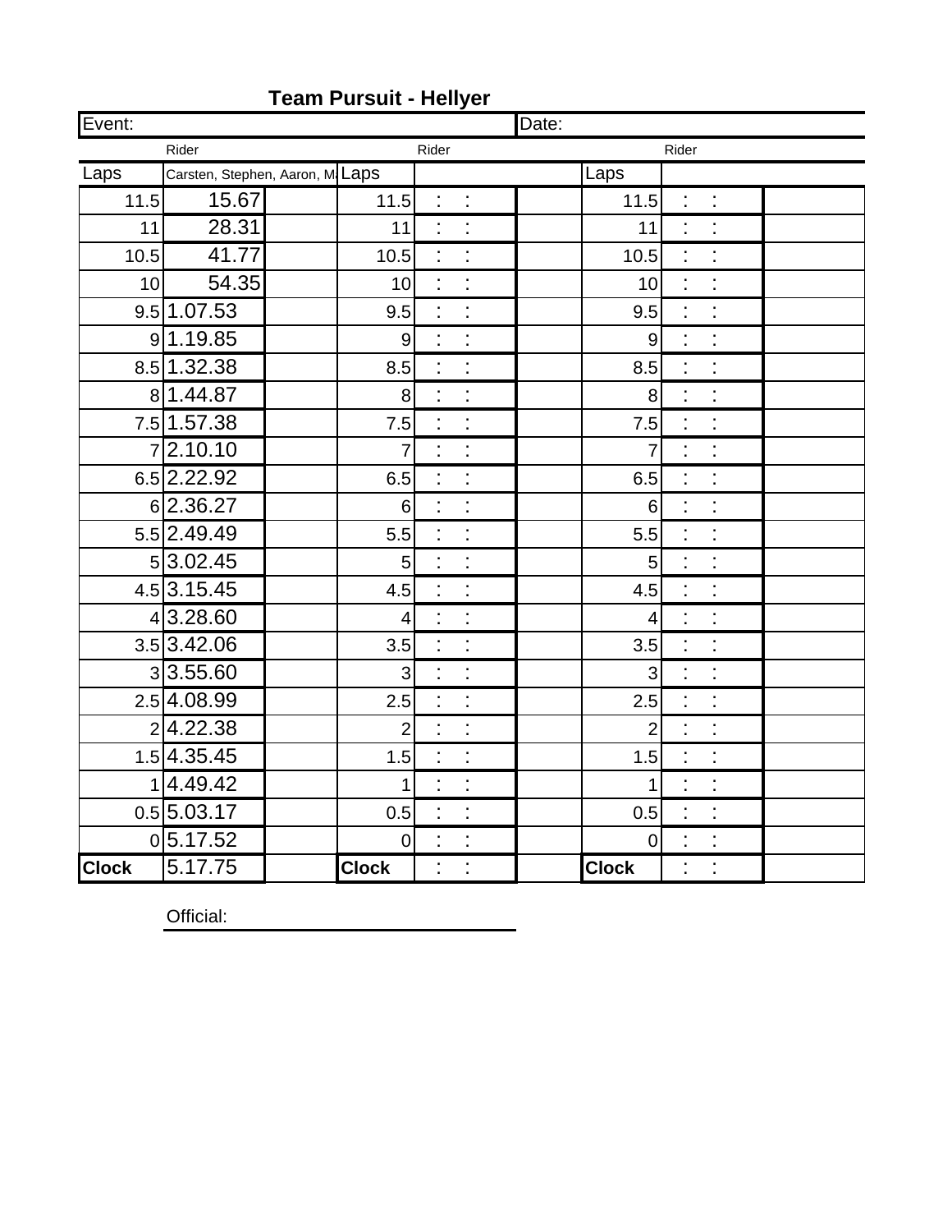# Team Pursuit - Hellyer

| Event: | | | | | | Date: | | | |
|---|---|---|---|---|---|---|---|---|---|
| | Rider | | | Rider | | | | Rider | |
| Laps | Carsten, Stephen, Aaron, M | | Laps | | | | Laps | | |
| 11.5 | 15.67 | | 11.5 | : : | | | 11.5 | : : | |
| 11 | 28.31 | | 11 | : : | | | 11 | : : | |
| 10.5 | 41.77 | | 10.5 | : : | | | 10.5 | : : | |
| 10 | 54.35 | | 10 | : : | | | 10 | : : | |
| 9.5 | 1.07.53 | | 9.5 | : : | | | 9.5 | : : | |
| 9 | 1.19.85 | | 9 | : : | | | 9 | : : | |
| 8.5 | 1.32.38 | | 8.5 | : : | | | 8.5 | : : | |
| 8 | 1.44.87 | | 8 | : : | | | 8 | : : | |
| 7.5 | 1.57.38 | | 7.5 | : : | | | 7.5 | : : | |
| 7 | 2.10.10 | | 7 | : : | | | 7 | : : | |
| 6.5 | 2.22.92 | | 6.5 | : : | | | 6.5 | : : | |
| 6 | 2.36.27 | | 6 | : : | | | 6 | : : | |
| 5.5 | 2.49.49 | | 5.5 | : : | | | 5.5 | : : | |
| 5 | 3.02.45 | | 5 | : : | | | 5 | : : | |
| 4.5 | 3.15.45 | | 4.5 | : : | | | 4.5 | : : | |
| 4 | 3.28.60 | | 4 | : : | | | 4 | : : | |
| 3.5 | 3.42.06 | | 3.5 | : : | | | 3.5 | : : | |
| 3 | 3.55.60 | | 3 | : : | | | 3 | : : | |
| 2.5 | 4.08.99 | | 2.5 | : : | | | 2.5 | : : | |
| 2 | 4.22.38 | | 2 | : : | | | 2 | : : | |
| 1.5 | 4.35.45 | | 1.5 | : : | | | 1.5 | : : | |
| 1 | 4.49.42 | | 1 | : : | | | 1 | : : | |
| 0.5 | 5.03.17 | | 0.5 | : : | | | 0.5 | : : | |
| 0 | 5.17.52 | | 0 | : : | | | 0 | : : | |
| **Clock** | 5.17.75 | | **Clock** | : : | | | **Clock** | : : | |

Official: \_\_\_\_\_\_\_\_\_\_\_\_\_\_\_\_\_\_\_\_